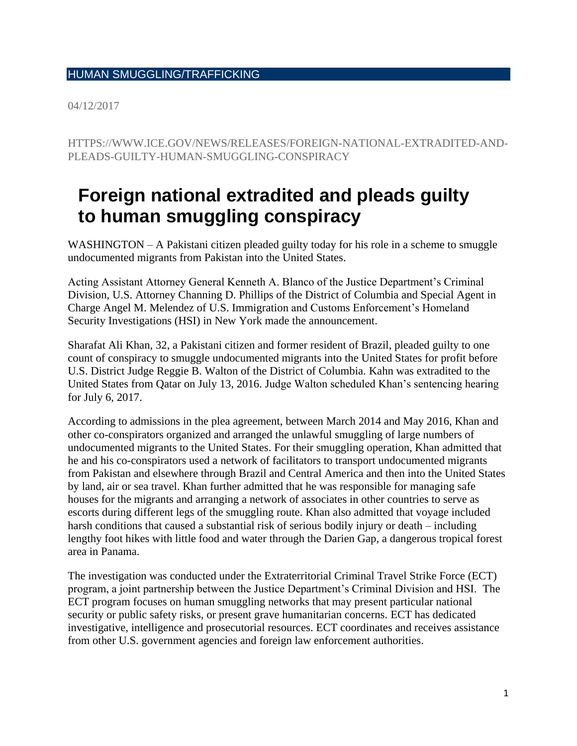HUMAN SMUGGLING/TRAFFICKING

04/12/2017

HTTPS://WWW.ICE.GOV/NEWS/RELEASES/FOREIGN-NATIONAL-EXTRADITED-AND-PLEADS-GUILTY-HUMAN-SMUGGLING-CONSPIRACY

# Foreign national extradited and pleads guilty to human smuggling conspiracy

WASHINGTON – A Pakistani citizen pleaded guilty today for his role in a scheme to smuggle undocumented migrants from Pakistan into the United States.

Acting Assistant Attorney General Kenneth A. Blanco of the Justice Department's Criminal Division, U.S. Attorney Channing D. Phillips of the District of Columbia and Special Agent in Charge Angel M. Melendez of U.S. Immigration and Customs Enforcement's Homeland Security Investigations (HSI) in New York made the announcement.

Sharafat Ali Khan, 32, a Pakistani citizen and former resident of Brazil, pleaded guilty to one count of conspiracy to smuggle undocumented migrants into the United States for profit before U.S. District Judge Reggie B. Walton of the District of Columbia. Kahn was extradited to the United States from Qatar on July 13, 2016. Judge Walton scheduled Khan's sentencing hearing for July 6, 2017.

According to admissions in the plea agreement, between March 2014 and May 2016, Khan and other co-conspirators organized and arranged the unlawful smuggling of large numbers of undocumented migrants to the United States. For their smuggling operation, Khan admitted that he and his co-conspirators used a network of facilitators to transport undocumented migrants from Pakistan and elsewhere through Brazil and Central America and then into the United States by land, air or sea travel. Khan further admitted that he was responsible for managing safe houses for the migrants and arranging a network of associates in other countries to serve as escorts during different legs of the smuggling route. Khan also admitted that voyage included harsh conditions that caused a substantial risk of serious bodily injury or death – including lengthy foot hikes with little food and water through the Darien Gap, a dangerous tropical forest area in Panama.

The investigation was conducted under the Extraterritorial Criminal Travel Strike Force (ECT) program, a joint partnership between the Justice Department's Criminal Division and HSI. The ECT program focuses on human smuggling networks that may present particular national security or public safety risks, or present grave humanitarian concerns. ECT has dedicated investigative, intelligence and prosecutorial resources. ECT coordinates and receives assistance from other U.S. government agencies and foreign law enforcement authorities.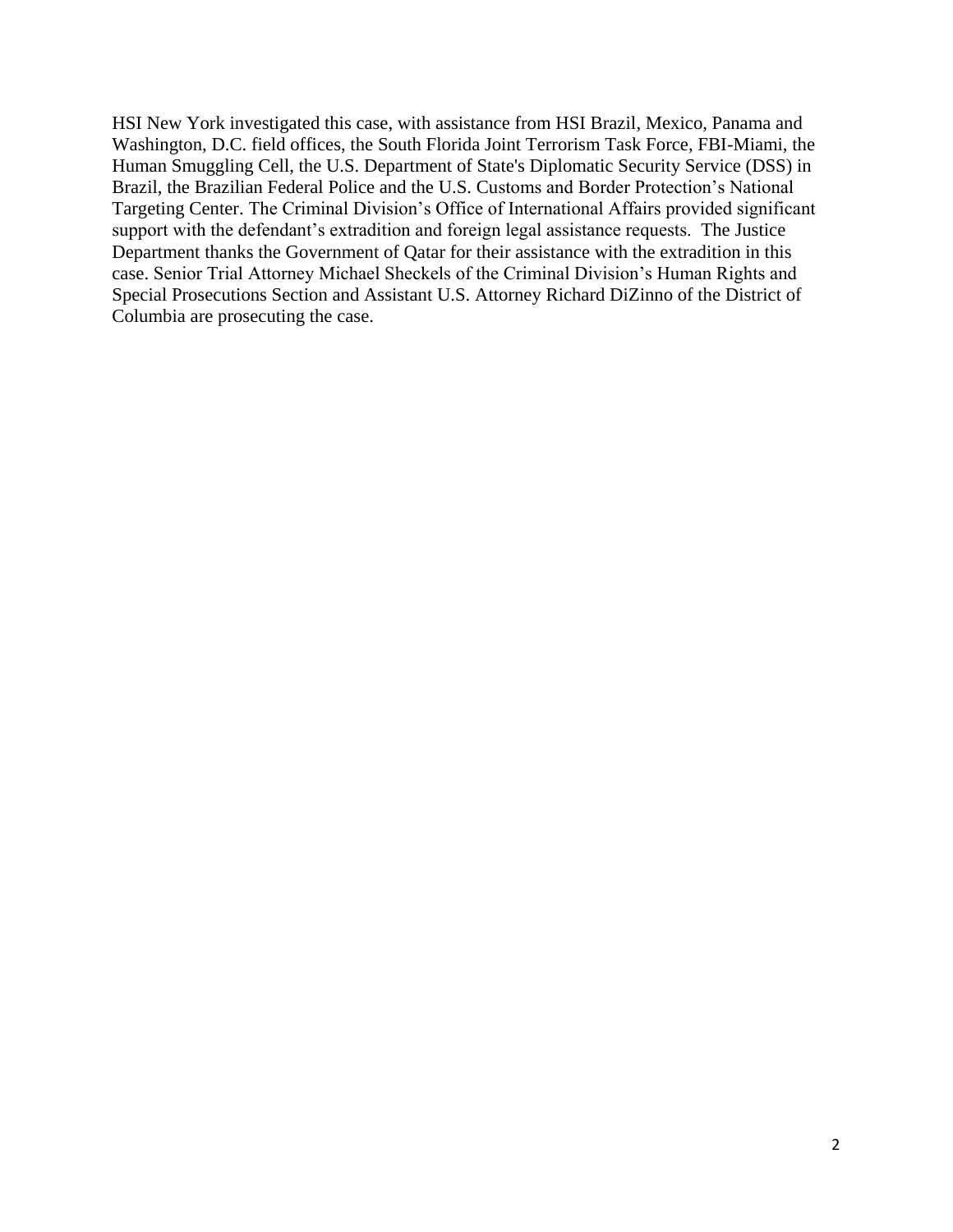HSI New York investigated this case, with assistance from HSI Brazil, Mexico, Panama and Washington, D.C. field offices, the South Florida Joint Terrorism Task Force, FBI-Miami, the Human Smuggling Cell, the U.S. Department of State's Diplomatic Security Service (DSS) in Brazil, the Brazilian Federal Police and the U.S. Customs and Border Protection's National Targeting Center. The Criminal Division's Office of International Affairs provided significant support with the defendant's extradition and foreign legal assistance requests. The Justice Department thanks the Government of Qatar for their assistance with the extradition in this case. Senior Trial Attorney Michael Sheckels of the Criminal Division's Human Rights and Special Prosecutions Section and Assistant U.S. Attorney Richard DiZinno of the District of Columbia are prosecuting the case.